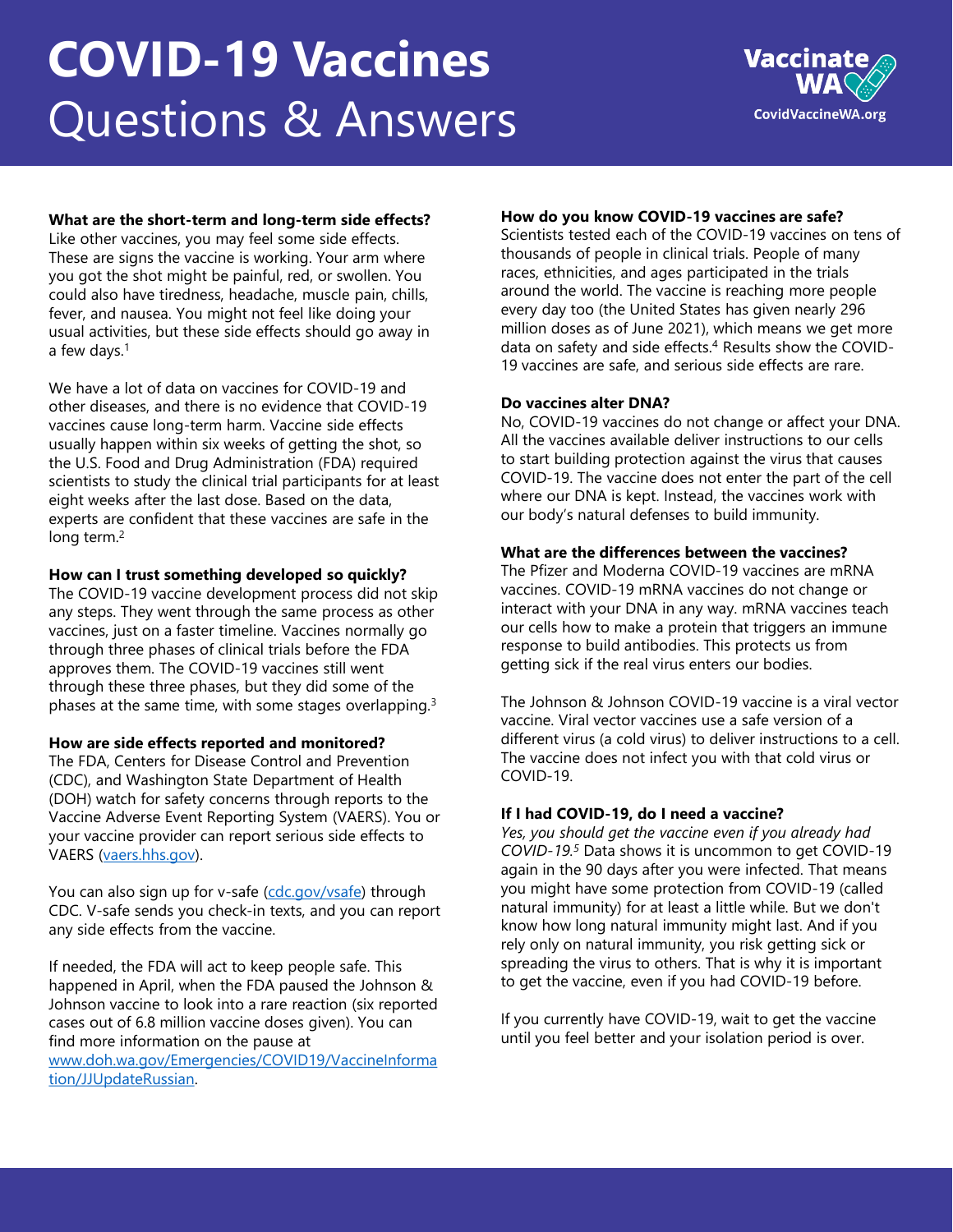# COVID-19 Vaccines Questions & Answers

Vaccinate WA
CovidVaccineWA.org

**What are the short-term and long-term side effects?**
Like other vaccines, you may feel some side effects. These are signs the vaccine is working. Your arm where you got the shot might be painful, red, or swollen. You could also have tiredness, headache, muscle pain, chills, fever, and nausea. You might not feel like doing your usual activities, but these side effects should go away in a few days.[1]

We have a lot of data on vaccines for COVID-19 and other diseases, and there is no evidence that COVID-19 vaccines cause long-term harm. Vaccine side effects usually happen within six weeks of getting the shot, so the U.S. Food and Drug Administration (FDA) required scientists to study the clinical trial participants for at least eight weeks after the last dose. Based on the data, experts are confident that these vaccines are safe in the long term.[2]

**How can I trust something developed so quickly?**
The COVID-19 vaccine development process did not skip any steps. They went through the same process as other vaccines, just on a faster timeline. Vaccines normally go through three phases of clinical trials before the FDA approves them. The COVID-19 vaccines still went through these three phases, but they did some of the phases at the same time, with some stages overlapping.[3]

**How are side effects reported and monitored?**
The FDA, Centers for Disease Control and Prevention (CDC), and Washington State Department of Health (DOH) watch for safety concerns through reports to the Vaccine Adverse Event Reporting System (VAERS). You or your vaccine provider can report serious side effects to VAERS (vaers.hhs.gov).

You can also sign up for v-safe (cdc.gov/vsafe) through CDC. V-safe sends you check-in texts, and you can report any side effects from the vaccine.

If needed, the FDA will act to keep people safe. This happened in April, when the FDA paused the Johnson & Johnson vaccine to look into a rare reaction (six reported cases out of 6.8 million vaccine doses given). You can find more information on the pause at www.doh.wa.gov/Emergencies/COVID19/VaccineInformation/JJUpdateRussian.

**How do you know COVID-19 vaccines are safe?**
Scientists tested each of the COVID-19 vaccines on tens of thousands of people in clinical trials. People of many races, ethnicities, and ages participated in the trials around the world. The vaccine is reaching more people every day too (the United States has given nearly 296 million doses as of June 2021), which means we get more data on safety and side effects.[4] Results show the COVID-19 vaccines are safe, and serious side effects are rare.

**Do vaccines alter DNA?**
No, COVID-19 vaccines do not change or affect your DNA. All the vaccines available deliver instructions to our cells to start building protection against the virus that causes COVID-19. The vaccine does not enter the part of the cell where our DNA is kept. Instead, the vaccines work with our body's natural defenses to build immunity.

**What are the differences between the vaccines?**
The Pfizer and Moderna COVID-19 vaccines are mRNA vaccines. COVID-19 mRNA vaccines do not change or interact with your DNA in any way. mRNA vaccines teach our cells how to make a protein that triggers an immune response to build antibodies. This protects us from getting sick if the real virus enters our bodies.

The Johnson & Johnson COVID-19 vaccine is a viral vector vaccine. Viral vector vaccines use a safe version of a different virus (a cold virus) to deliver instructions to a cell. The vaccine does not infect you with that cold virus or COVID-19.

**If I had COVID-19, do I need a vaccine?**
*Yes, you should get the vaccine even if you already had COVID-19.*[5] Data shows it is uncommon to get COVID-19 again in the 90 days after you were infected. That means you might have some protection from COVID-19 (called natural immunity) for at least a little while. But we don't know how long natural immunity might last. And if you rely only on natural immunity, you risk getting sick or spreading the virus to others. That is why it is important to get the vaccine, even if you had COVID-19 before.

If you currently have COVID-19, wait to get the vaccine until you feel better and your isolation period is over.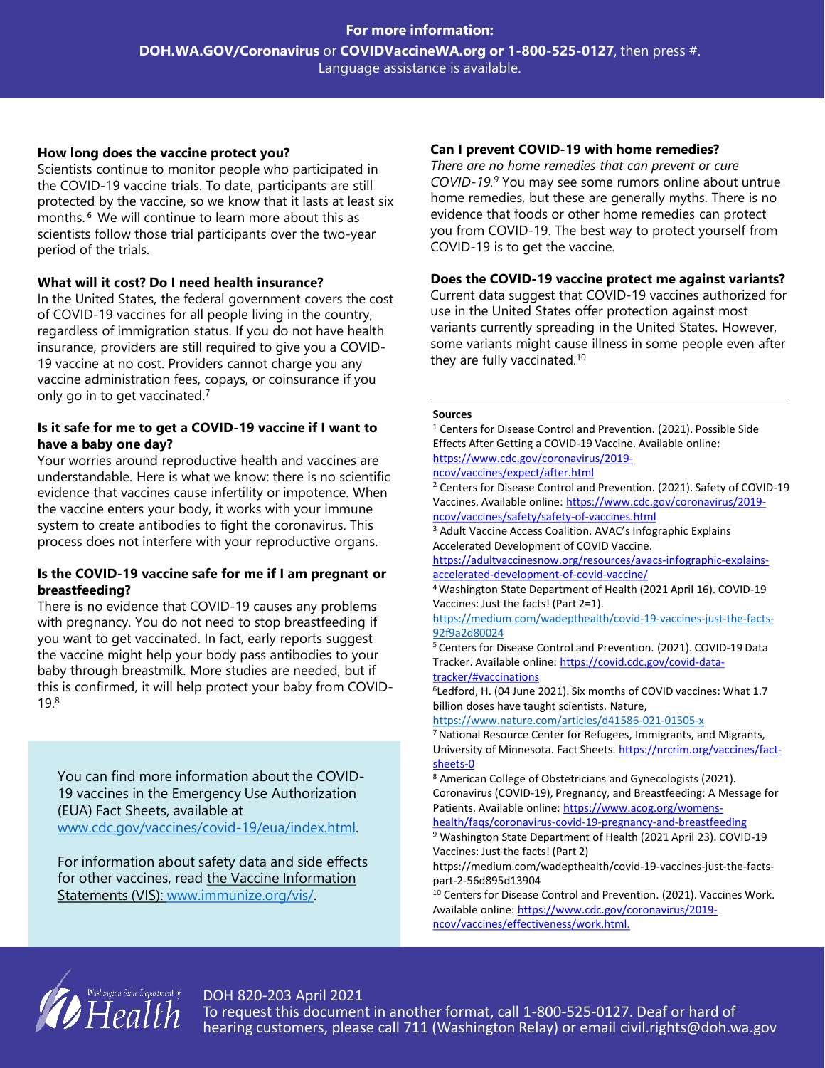**For more information:**
**DOH.WA.GOV/Coronavirus** or **COVIDVaccineWA.org or 1-800-525-0127**, then press #.
Language assistance is available.

**How long does the vaccine protect you?**
Scientists continue to monitor people who participated in the COVID-19 vaccine trials. To date, participants are still protected by the vaccine, so we know that it lasts at least six months.[6] We will continue to learn more about this as scientists follow those trial participants over the two-year period of the trials.

**What will it cost? Do I need health insurance?**
In the United States, the federal government covers the cost of COVID-19 vaccines for all people living in the country, regardless of immigration status. If you do not have health insurance, providers are still required to give you a COVID-19 vaccine at no cost. Providers cannot charge you any vaccine administration fees, copays, or coinsurance if you only go in to get vaccinated.[7]

**Is it safe for me to get a COVID-19 vaccine if I want to have a baby one day?**
Your worries around reproductive health and vaccines are understandable. Here is what we know: there is no scientific evidence that vaccines cause infertility or impotence. When the vaccine enters your body, it works with your immune system to create antibodies to fight the coronavirus. This process does not interfere with your reproductive organs.

**Is the COVID-19 vaccine safe for me if I am pregnant or breastfeeding?**
There is no evidence that COVID-19 causes any problems with pregnancy. You do not need to stop breastfeeding if you want to get vaccinated. In fact, early reports suggest the vaccine might help your body pass antibodies to your baby through breastmilk. More studies are needed, but if this is confirmed, it will help protect your baby from COVID-19.[8]

You can find more information about the COVID-19 vaccines in the Emergency Use Authorization (EUA) Fact Sheets, available at www.cdc.gov/vaccines/covid-19/eua/index.html.

For information about safety data and side effects for other vaccines, read the Vaccine Information Statements (VIS): www.immunize.org/vis/.

**Can I prevent COVID-19 with home remedies?**
*There are no home remedies that can prevent or cure COVID-19.*[9] You may see some rumors online about untrue home remedies, but these are generally myths. There is no evidence that foods or other home remedies can protect you from COVID-19. The best way to protect yourself from COVID-19 is to get the vaccine.

**Does the COVID-19 vaccine protect me against variants?**
Current data suggest that COVID-19 vaccines authorized for use in the United States offer protection against most variants currently spreading in the United States. However, some variants might cause illness in some people even after they are fully vaccinated.[10]

---

**Sources**

[1] Centers for Disease Control and Prevention. (2021). Possible Side Effects After Getting a COVID-19 Vaccine. Available online: https://www.cdc.gov/coronavirus/2019-ncov/vaccines/expect/after.html

[2] Centers for Disease Control and Prevention. (2021). Safety of COVID-19 Vaccines. Available online: https://www.cdc.gov/coronavirus/2019-ncov/vaccines/safety/safety-of-vaccines.html

[3] Adult Vaccine Access Coalition. AVAC's Infographic Explains Accelerated Development of COVID Vaccine. https://adultvaccinesnow.org/resources/avacs-infographic-explains-accelerated-development-of-covid-vaccine/

[4] Washington State Department of Health (2021 April 16). COVID-19 Vaccines: Just the facts! (Part 2=1). https://medium.com/wadepthealth/covid-19-vaccines-just-the-facts-92f9a2d80024

[5] Centers for Disease Control and Prevention. (2021). COVID-19 Data Tracker. Available online: https://covid.cdc.gov/covid-data-tracker/#vaccinations

[6] Ledford, H. (04 June 2021). Six months of COVID vaccines: What 1.7 billion doses have taught scientists. Nature, https://www.nature.com/articles/d41586-021-01505-x

[7] National Resource Center for Refugees, Immigrants, and Migrants, University of Minnesota. Fact Sheets. https://nrcrim.org/vaccines/fact-sheets-0

[8] American College of Obstetricians and Gynecologists (2021). Coronavirus (COVID-19), Pregnancy, and Breastfeeding: A Message for Patients. Available online: https://www.acog.org/womens-health/faqs/coronavirus-covid-19-pregnancy-and-breastfeeding

[9] Washington State Department of Health (2021 April 23). COVID-19 Vaccines: Just the facts! (Part 2) https://medium.com/wadepthealth/covid-19-vaccines-just-the-facts-part-2-56d895d13904

[10] Centers for Disease Control and Prevention. (2021). Vaccines Work. Available online: https://www.cdc.gov/coronavirus/2019-ncov/vaccines/effectiveness/work.html.

Washington State Department of Health

DOH 820-203 April 2021
To request this document in another format, call 1-800-525-0127. Deaf or hard of hearing customers, please call 711 (Washington Relay) or email civil.rights@doh.wa.gov